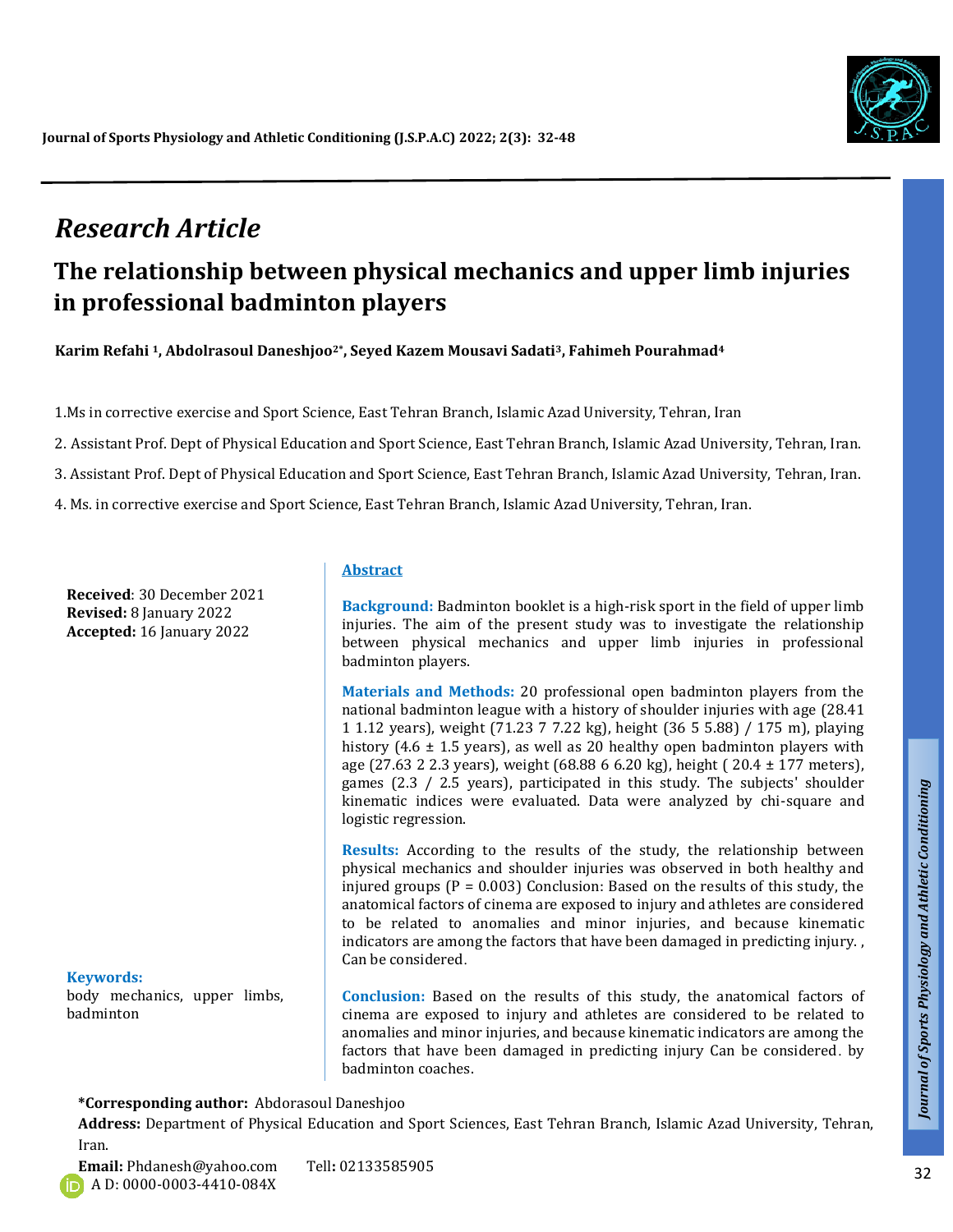## Research Article

# The relationship between physical mechanics and upper limb injuries in professional badminton players

**Karim Refahi [1], Abdolrasoul Daneshjoo[2*], Seyed Kazem Mousavi Sadati[3], Fahimeh Pourahmad[4]**

1.Ms in corrective exercise and Sport Science, East Tehran Branch, Islamic Azad University, Tehran, Iran

2. Assistant Prof. Dept of Physical Education and Sport Science, East Tehran Branch, Islamic Azad University, Tehran, Iran.

3. Assistant Prof. Dept of Physical Education and Sport Science, East Tehran Branch, Islamic Azad University, Tehran, Iran.

4. Ms. in corrective exercise and Sport Science, East Tehran Branch, Islamic Azad University, Tehran, Iran.

**Received**: 30 December 2021
**Revised:** 8 January 2022
**Accepted:** 16 January 2022

**Keywords:**
body mechanics, upper limbs, badminton

## Abstract

**Background:** Badminton booklet is a high-risk sport in the field of upper limb injuries. The aim of the present study was to investigate the relationship between physical mechanics and upper limb injuries in professional badminton players.

**Materials and Methods:** 20 professional open badminton players from the national badminton league with a history of shoulder injuries with age (28.41 1 1.12 years), weight (71.23 7 7.22 kg), height (36 5 5.88) / 175 m), playing history (4.6 ± 1.5 years), as well as 20 healthy open badminton players with age (27.63 2 2.3 years), weight (68.88 6 6.20 kg), height ( 20.4 ± 177 meters), games (2.3 / 2.5 years), participated in this study. The subjects' shoulder kinematic indices were evaluated. Data were analyzed by chi-square and logistic regression.

**Results:** According to the results of the study, the relationship between physical mechanics and shoulder injuries was observed in both healthy and injured groups (P = 0.003) Conclusion: Based on the results of this study, the anatomical factors of cinema are exposed to injury and athletes are considered to be related to anomalies and minor injuries, and because kinematic indicators are among the factors that have been damaged in predicting injury. , Can be considered.

**Conclusion:** Based on the results of this study, the anatomical factors of cinema are exposed to injury and athletes are considered to be related to anomalies and minor injuries, and because kinematic indicators are among the factors that have been damaged in predicting injury Can be considered. by badminton coaches.

**\*Corresponding author:** Abdorasoul Daneshjoo
**Address:** Department of Physical Education and Sport Sciences, East Tehran Branch, Islamic Azad University, Tehran, Iran.
**Email:** Phdanesh@yahoo.com Tell**:** 02133585905
A D: 0000-0003-4410-084X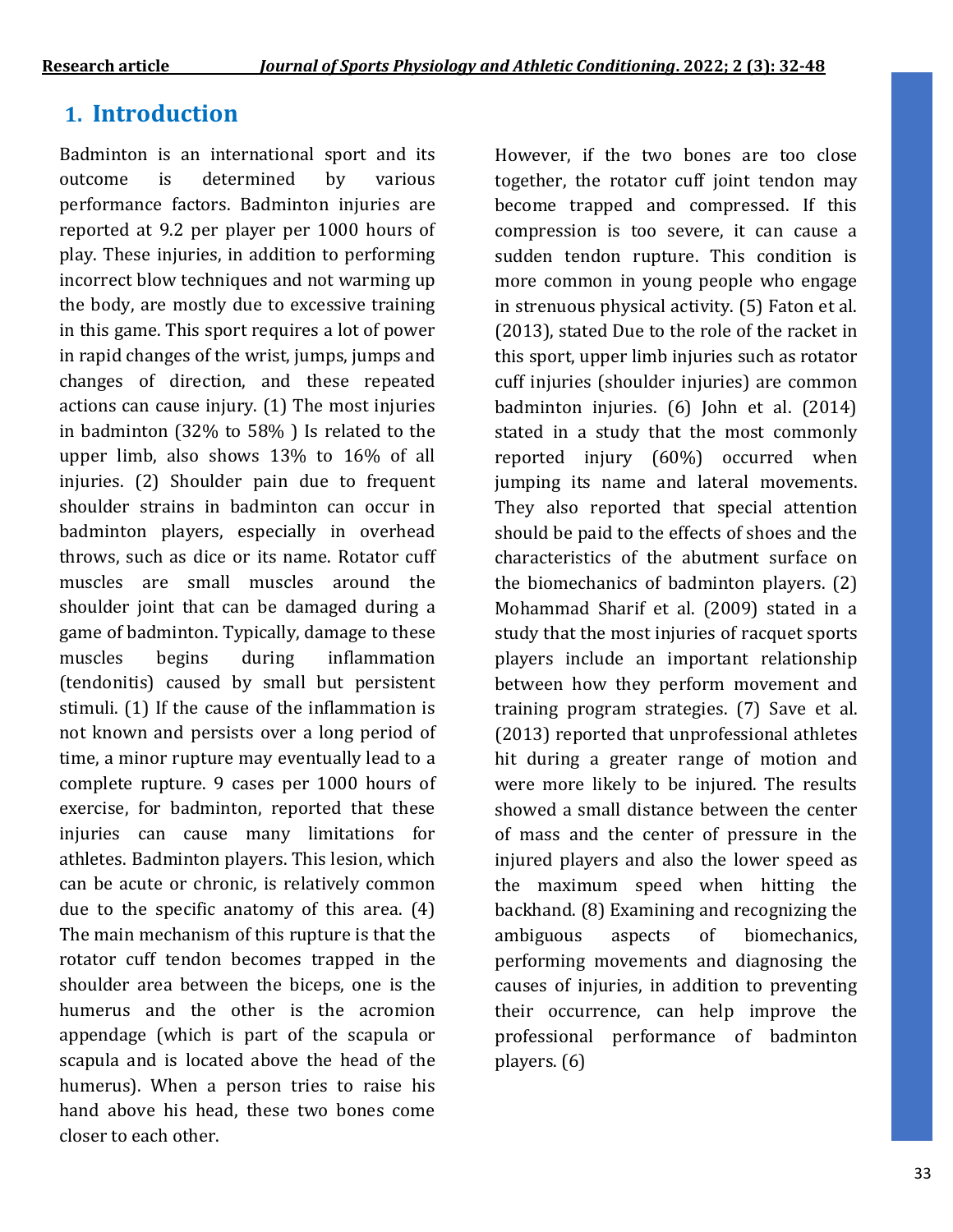## 1. Introduction

Badminton is an international sport and its outcome is determined by various performance factors. Badminton injuries are reported at 9.2 per player per 1000 hours of play. These injuries, in addition to performing incorrect blow techniques and not warming up the body, are mostly due to excessive training in this game. This sport requires a lot of power in rapid changes of the wrist, jumps, jumps and changes of direction, and these repeated actions can cause injury. (1) The most injuries in badminton (32% to 58% ) Is related to the upper limb, also shows 13% to 16% of all injuries. (2) Shoulder pain due to frequent shoulder strains in badminton can occur in badminton players, especially in overhead throws, such as dice or its name. Rotator cuff muscles are small muscles around the shoulder joint that can be damaged during a game of badminton. Typically, damage to these muscles begins during inflammation (tendonitis) caused by small but persistent stimuli. (1) If the cause of the inflammation is not known and persists over a long period of time, a minor rupture may eventually lead to a complete rupture. 9 cases per 1000 hours of exercise, for badminton, reported that these injuries can cause many limitations for athletes. Badminton players. This lesion, which can be acute or chronic, is relatively common due to the specific anatomy of this area. (4) The main mechanism of this rupture is that the rotator cuff tendon becomes trapped in the shoulder area between the biceps, one is the humerus and the other is the acromion appendage (which is part of the scapula or scapula and is located above the head of the humerus). When a person tries to raise his hand above his head, these two bones come closer to each other. However, if the two bones are too close together, the rotator cuff joint tendon may become trapped and compressed. If this compression is too severe, it can cause a sudden tendon rupture. This condition is more common in young people who engage in strenuous physical activity. (5) Faton et al. (2013), stated Due to the role of the racket in this sport, upper limb injuries such as rotator cuff injuries (shoulder injuries) are common badminton injuries. (6) John et al. (2014) stated in a study that the most commonly reported injury (60%) occurred when jumping its name and lateral movements. They also reported that special attention should be paid to the effects of shoes and the characteristics of the abutment surface on the biomechanics of badminton players. (2) Mohammad Sharif et al. (2009) stated in a study that the most injuries of racquet sports players include an important relationship between how they perform movement and training program strategies. (7) Save et al. (2013) reported that unprofessional athletes hit during a greater range of motion and were more likely to be injured. The results showed a small distance between the center of mass and the center of pressure in the injured players and also the lower speed as the maximum speed when hitting the backhand. (8) Examining and recognizing the ambiguous aspects of biomechanics, performing movements and diagnosing the causes of injuries, in addition to preventing their occurrence, can help improve the professional performance of badminton players. (6)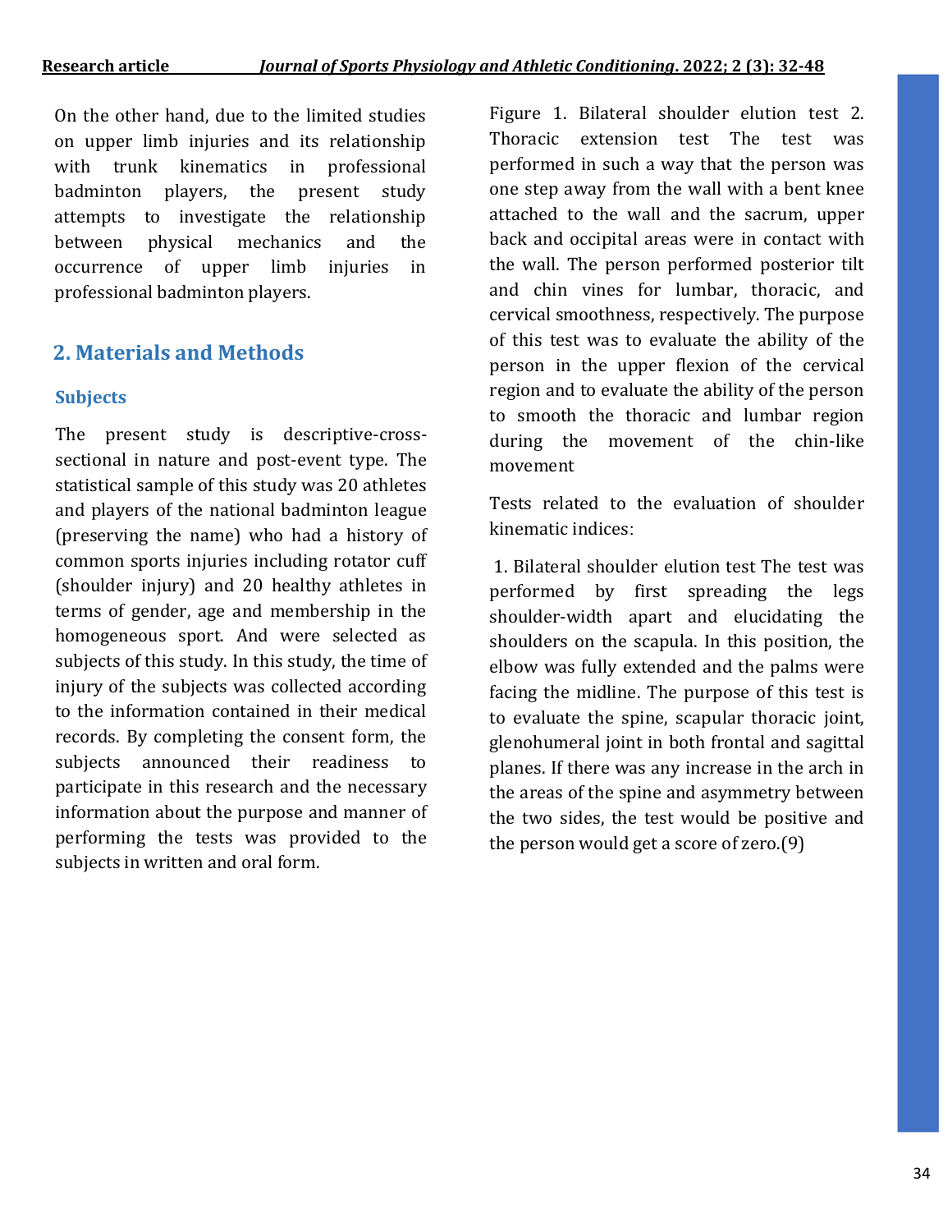On the other hand, due to the limited studies on upper limb injuries and its relationship with trunk kinematics in professional badminton players, the present study attempts to investigate the relationship between physical mechanics and the occurrence of upper limb injuries in professional badminton players.

## 2. Materials and Methods

### Subjects

The present study is descriptive-cross-sectional in nature and post-event type. The statistical sample of this study was 20 athletes and players of the national badminton league (preserving the name) who had a history of common sports injuries including rotator cuff (shoulder injury) and 20 healthy athletes in terms of gender, age and membership in the homogeneous sport. And were selected as subjects of this study. In this study, the time of injury of the subjects was collected according to the information contained in their medical records. By completing the consent form, the subjects announced their readiness to participate in this research and the necessary information about the purpose and manner of performing the tests was provided to the subjects in written and oral form.

Figure 1. Bilateral shoulder elution test 2. Thoracic extension test The test was performed in such a way that the person was one step away from the wall with a bent knee attached to the wall and the sacrum, upper back and occipital areas were in contact with the wall. The person performed posterior tilt and chin vines for lumbar, thoracic, and cervical smoothness, respectively. The purpose of this test was to evaluate the ability of the person in the upper flexion of the cervical region and to evaluate the ability of the person to smooth the thoracic and lumbar region during the movement of the chin-like movement

Tests related to the evaluation of shoulder kinematic indices:

1. Bilateral shoulder elution test The test was performed by first spreading the legs shoulder-width apart and elucidating the shoulders on the scapula. In this position, the elbow was fully extended and the palms were facing the midline. The purpose of this test is to evaluate the spine, scapular thoracic joint, glenohumeral joint in both frontal and sagittal planes. If there was any increase in the arch in the areas of the spine and asymmetry between the two sides, the test would be positive and the person would get a score of zero.(9)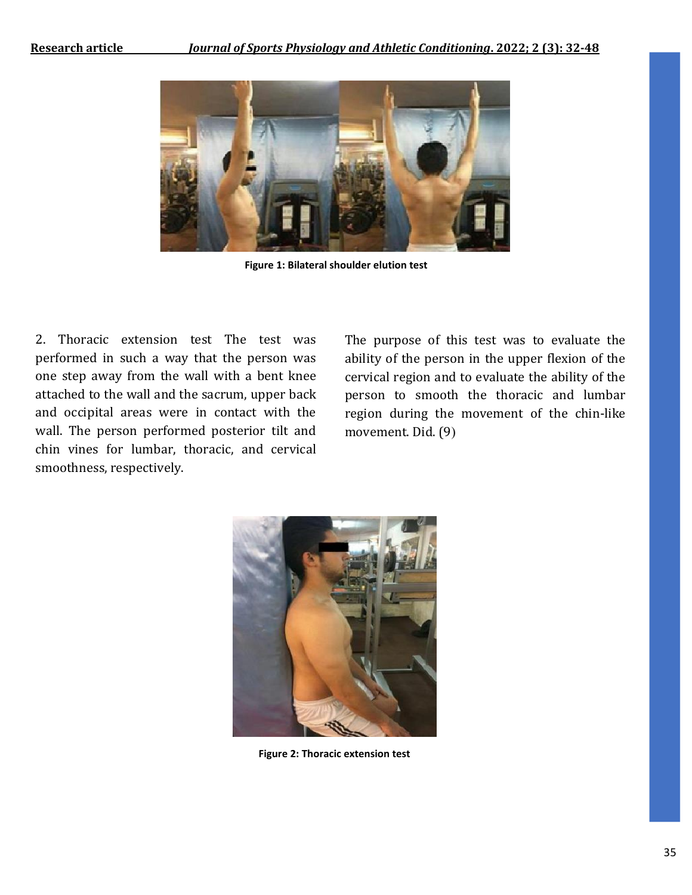Figure 1: Bilateral shoulder elution test

2. Thoracic extension test The test was performed in such a way that the person was one step away from the wall with a bent knee attached to the wall and the sacrum, upper back and occipital areas were in contact with the wall. The person performed posterior tilt and chin vines for lumbar, thoracic, and cervical smoothness, respectively.

The purpose of this test was to evaluate the ability of the person in the upper flexion of the cervical region and to evaluate the ability of the person to smooth the thoracic and lumbar region during the movement of the chin-like movement. Did. (9)

Figure 2: Thoracic extension test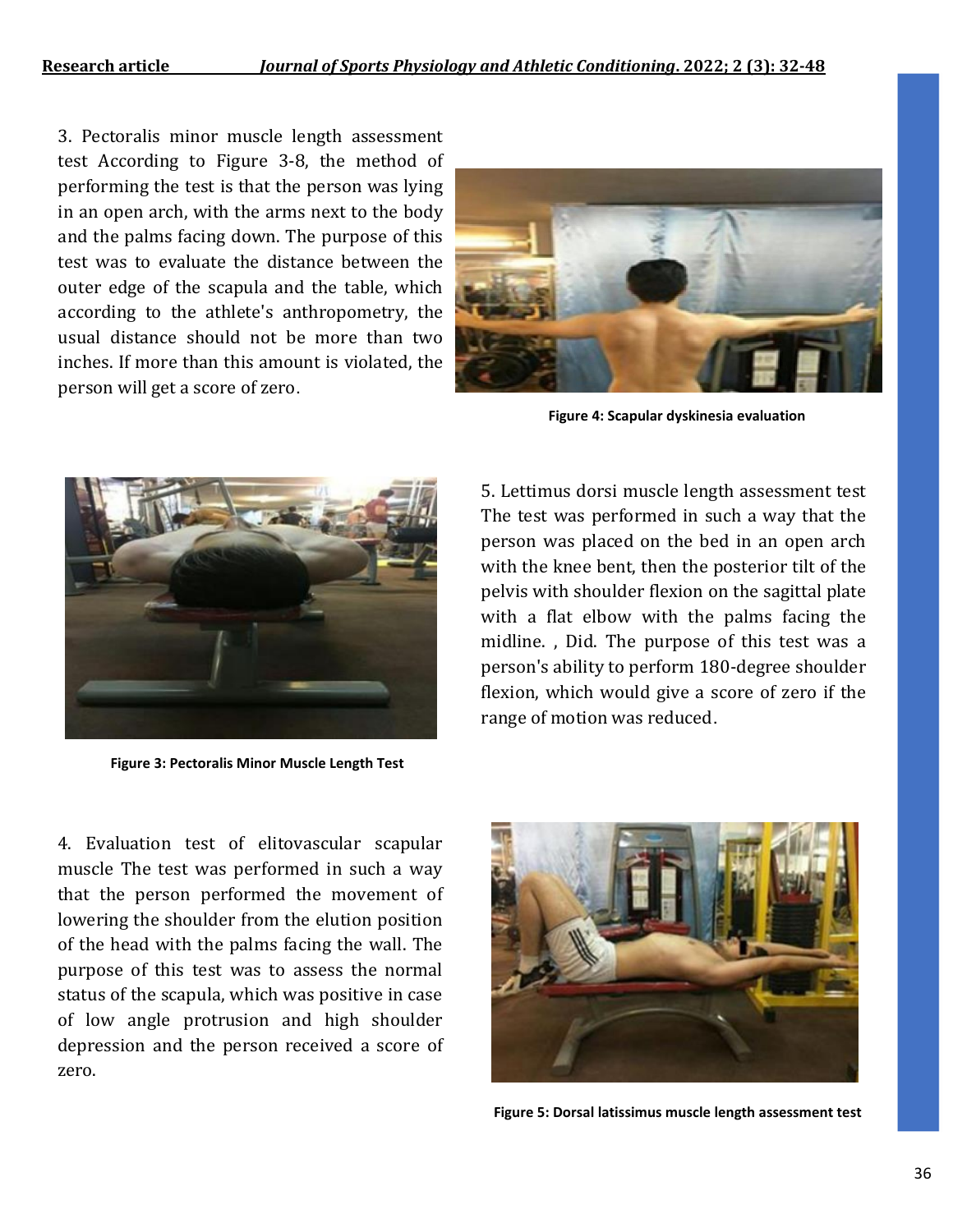3. Pectoralis minor muscle length assessment test According to Figure 3-8, the method of performing the test is that the person was lying in an open arch, with the arms next to the body and the palms facing down. The purpose of this test was to evaluate the distance between the outer edge of the scapula and the table, which according to the athlete's anthropometry, the usual distance should not be more than two inches. If more than this amount is violated, the person will get a score of zero.

**Figure 4: Scapular dyskinesia evaluation**

**Figure 3: Pectoralis Minor Muscle Length Test**

5. Lettimus dorsi muscle length assessment test The test was performed in such a way that the person was placed on the bed in an open arch with the knee bent, then the posterior tilt of the pelvis with shoulder flexion on the sagittal plate with a flat elbow with the palms facing the midline. , Did. The purpose of this test was a person's ability to perform 180-degree shoulder flexion, which would give a score of zero if the range of motion was reduced.

4. Evaluation test of elitovascular scapular muscle The test was performed in such a way that the person performed the movement of lowering the shoulder from the elution position of the head with the palms facing the wall. The purpose of this test was to assess the normal status of the scapula, which was positive in case of low angle protrusion and high shoulder depression and the person received a score of zero.

**Figure 5: Dorsal latissimus muscle length assessment test**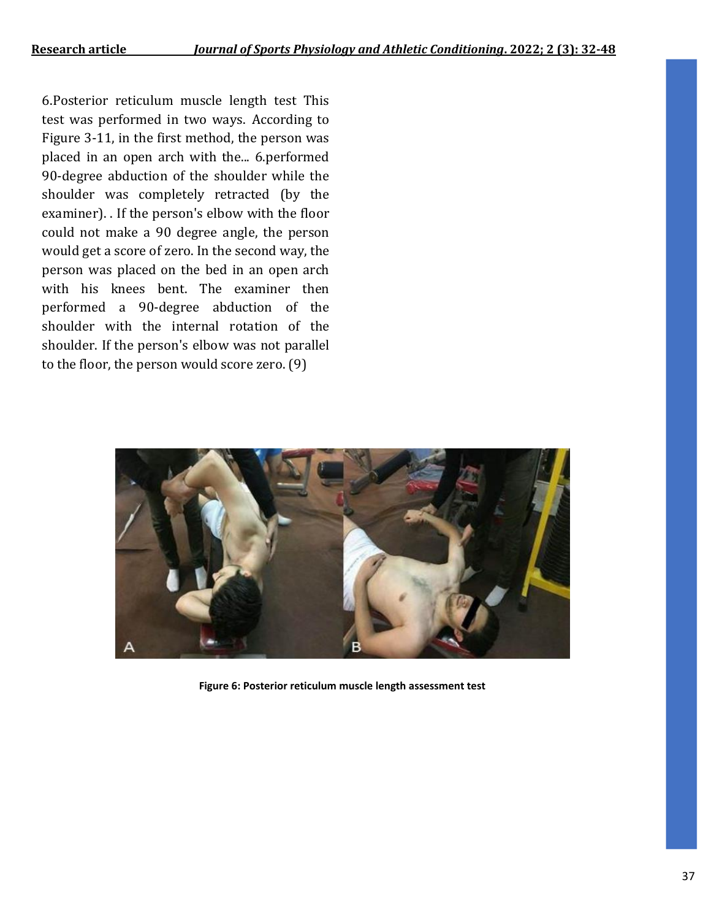6.Posterior reticulum muscle length test This test was performed in two ways. According to Figure 3-11, in the first method, the person was placed in an open arch with the... 6.performed 90-degree abduction of the shoulder while the shoulder was completely retracted (by the examiner). . If the person's elbow with the floor could not make a 90 degree angle, the person would get a score of zero. In the second way, the person was placed on the bed in an open arch with his knees bent. The examiner then performed a 90-degree abduction of the shoulder with the internal rotation of the shoulder. If the person's elbow was not parallel to the floor, the person would score zero. (9)

**Figure 6: Posterior reticulum muscle length assessment test**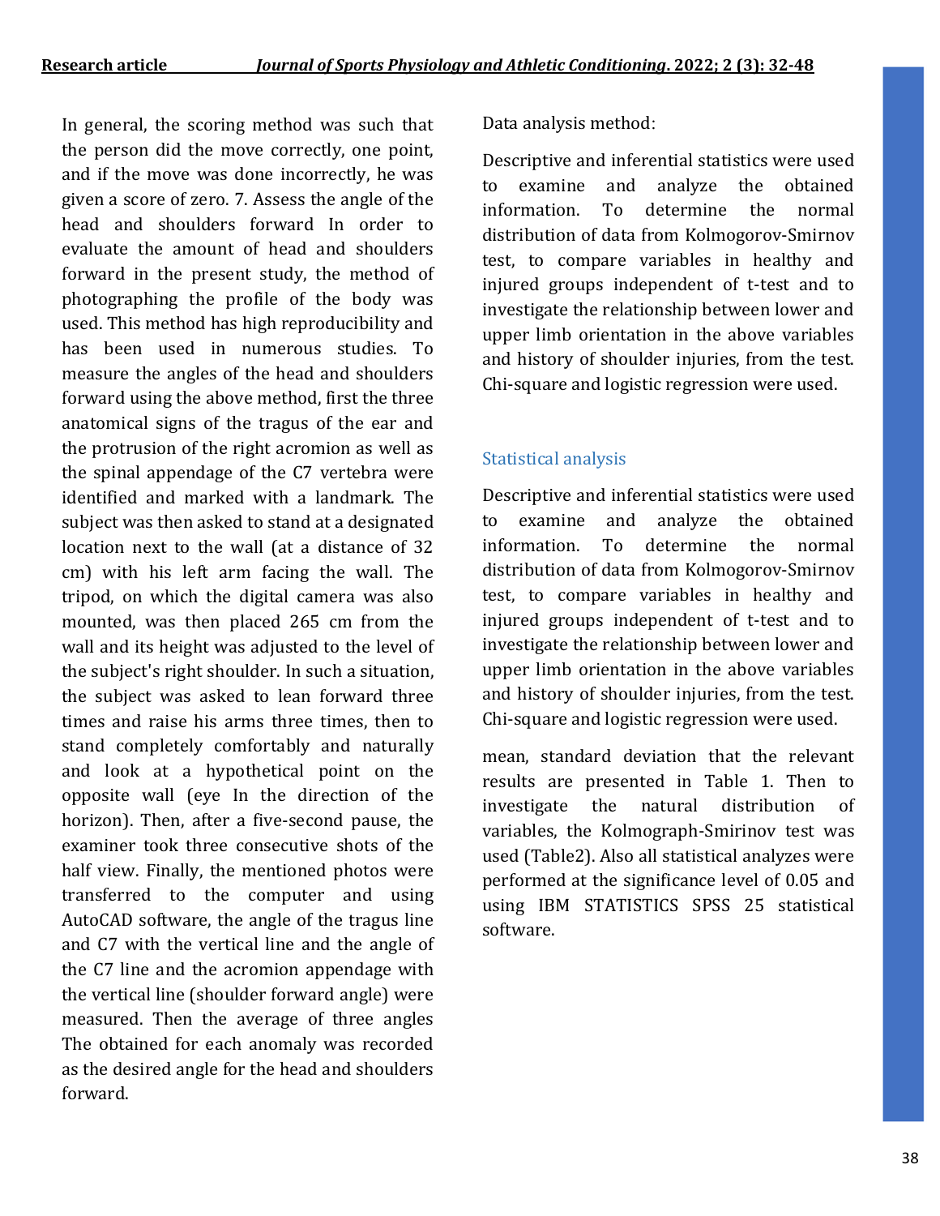In general, the scoring method was such that the person did the move correctly, one point, and if the move was done incorrectly, he was given a score of zero. 7. Assess the angle of the head and shoulders forward In order to evaluate the amount of head and shoulders forward in the present study, the method of photographing the profile of the body was used. This method has high reproducibility and has been used in numerous studies. To measure the angles of the head and shoulders forward using the above method, first the three anatomical signs of the tragus of the ear and the protrusion of the right acromion as well as the spinal appendage of the C7 vertebra were identified and marked with a landmark. The subject was then asked to stand at a designated location next to the wall (at a distance of 32 cm) with his left arm facing the wall. The tripod, on which the digital camera was also mounted, was then placed 265 cm from the wall and its height was adjusted to the level of the subject's right shoulder. In such a situation, the subject was asked to lean forward three times and raise his arms three times, then to stand completely comfortably and naturally and look at a hypothetical point on the opposite wall (eye In the direction of the horizon). Then, after a five-second pause, the examiner took three consecutive shots of the half view. Finally, the mentioned photos were transferred to the computer and using AutoCAD software, the angle of the tragus line and C7 with the vertical line and the angle of the C7 line and the acromion appendage with the vertical line (shoulder forward angle) were measured. Then the average of three angles The obtained for each anomaly was recorded as the desired angle for the head and shoulders forward.

Data analysis method:

Descriptive and inferential statistics were used to examine and analyze the obtained information. To determine the normal distribution of data from Kolmogorov-Smirnov test, to compare variables in healthy and injured groups independent of t-test and to investigate the relationship between lower and upper limb orientation in the above variables and history of shoulder injuries, from the test. Chi-square and logistic regression were used.

## Statistical analysis

Descriptive and inferential statistics were used to examine and analyze the obtained information. To determine the normal distribution of data from Kolmogorov-Smirnov test, to compare variables in healthy and injured groups independent of t-test and to investigate the relationship between lower and upper limb orientation in the above variables and history of shoulder injuries, from the test. Chi-square and logistic regression were used.

mean, standard deviation that the relevant results are presented in Table 1. Then to investigate the natural distribution of variables, the Kolmograph-Smirinov test was used (Table2). Also all statistical analyzes were performed at the significance level of 0.05 and using IBM STATISTICS SPSS 25 statistical software.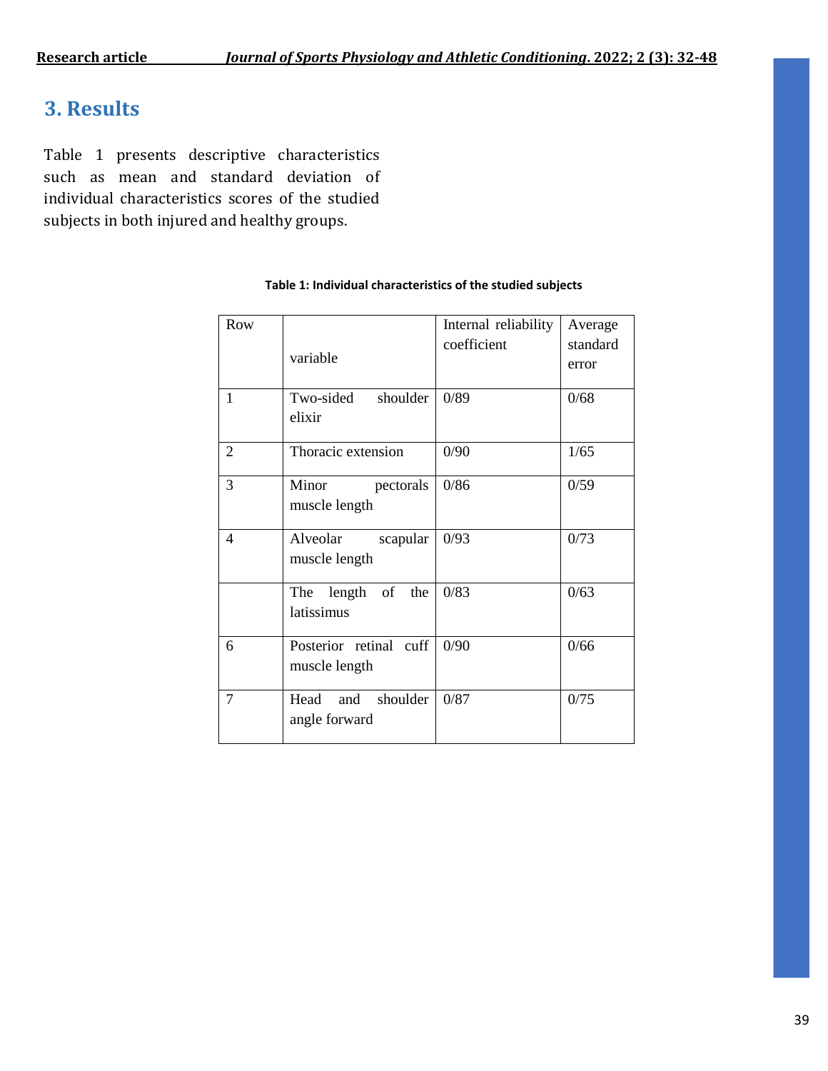## 3. Results

Table 1 presents descriptive characteristics such as mean and standard deviation of individual characteristics scores of the studied subjects in both injured and healthy groups.

**Table 1: Individual characteristics of the studied subjects**

| Row | variable | Internal reliability coefficient | Average standard error |
|---|---|---|---|
| 1 | Two-sided shoulder elixir | 0/89 | 0/68 |
| 2 | Thoracic extension | 0/90 | 1/65 |
| 3 | Minor pectorals muscle length | 0/86 | 0/59 |
| 4 | Alveolar scapular muscle length | 0/93 | 0/73 |
| | The length of the latissimus | 0/83 | 0/63 |
| 6 | Posterior retinal cuff muscle length | 0/90 | 0/66 |
| 7 | Head and shoulder angle forward | 0/87 | 0/75 |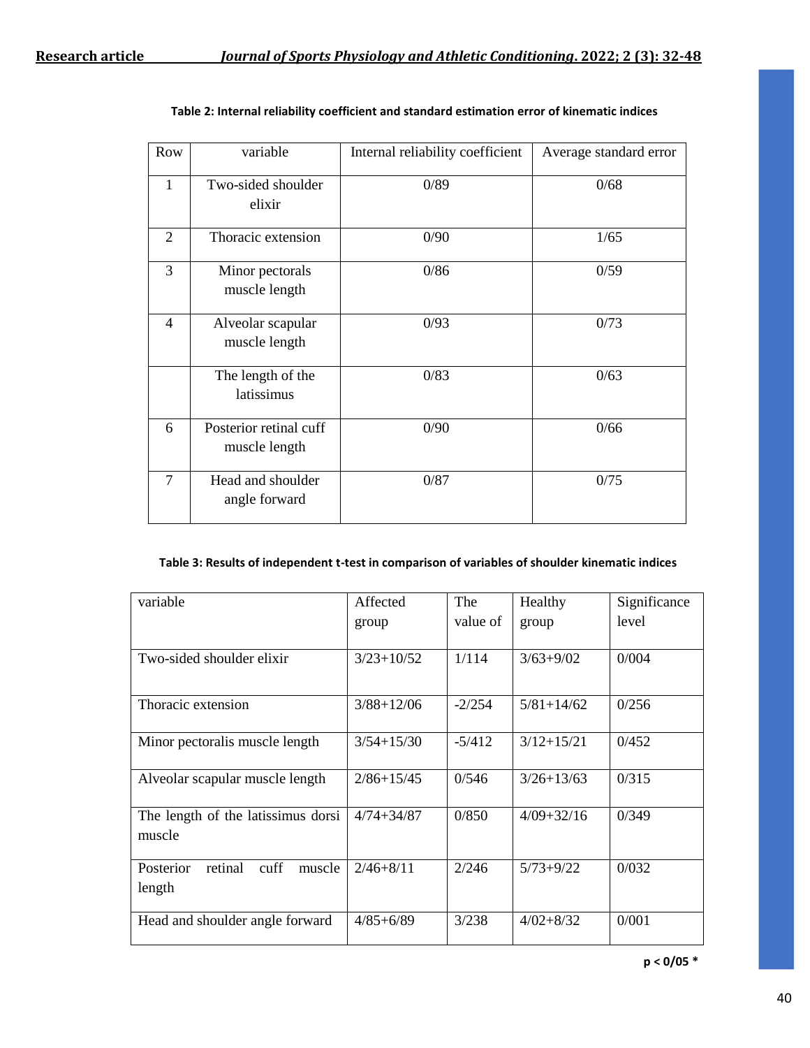**Table 2: Internal reliability coefficient and standard estimation error of kinematic indices**

| Row | variable | Internal reliability coefficient | Average standard error |
|---|---|---|---|
| 1 | Two-sided shoulder elixir | 0/89 | 0/68 |
| 2 | Thoracic extension | 0/90 | 1/65 |
| 3 | Minor pectorals muscle length | 0/86 | 0/59 |
| 4 | Alveolar scapular muscle length | 0/93 | 0/73 |
| | The length of the latissimus | 0/83 | 0/63 |
| 6 | Posterior retinal cuff muscle length | 0/90 | 0/66 |
| 7 | Head and shoulder angle forward | 0/87 | 0/75 |

**Table 3: Results of independent t-test in comparison of variables of shoulder kinematic indices**

| variable | Affected group | The value of | Healthy group | Significance level |
|---|---|---|---|---|
| Two-sided shoulder elixir | 3/23+10/52 | 1/114 | 3/63+9/02 | 0/004 |
| Thoracic extension | 3/88+12/06 | -2/254 | 5/81+14/62 | 0/256 |
| Minor pectoralis muscle length | 3/54+15/30 | -5/412 | 3/12+15/21 | 0/452 |
| Alveolar scapular muscle length | 2/86+15/45 | 0/546 | 3/26+13/63 | 0/315 |
| The length of the latissimus dorsi muscle | 4/74+34/87 | 0/850 | 4/09+32/16 | 0/349 |
| Posterior retinal cuff muscle length | 2/46+8/11 | 2/246 | 5/73+9/22 | 0/032 |
| Head and shoulder angle forward | 4/85+6/89 | 3/238 | 4/02+8/32 | 0/001 |

**p < 0/05 ***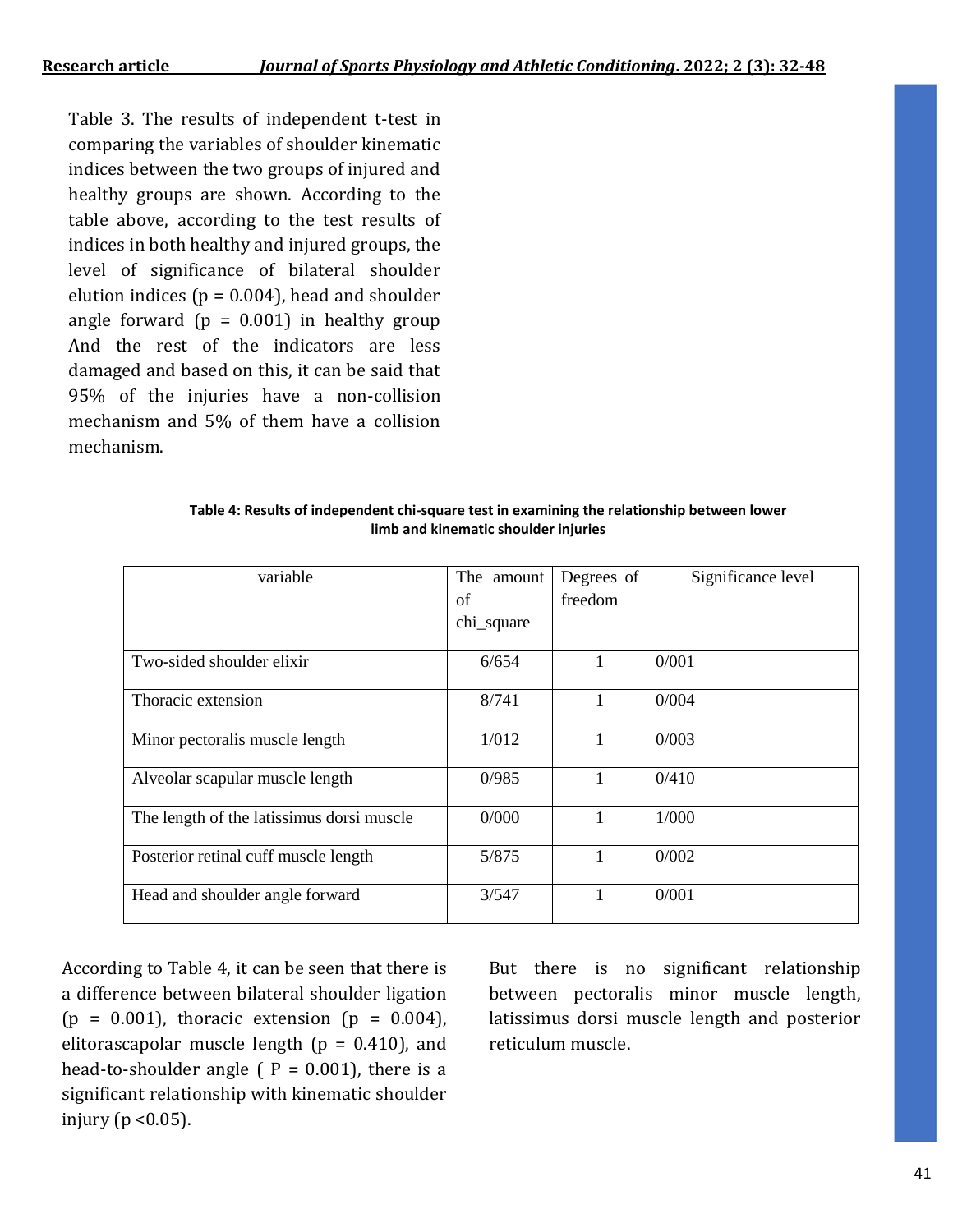Table 3. The results of independent t-test in comparing the variables of shoulder kinematic indices between the two groups of injured and healthy groups are shown. According to the table above, according to the test results of indices in both healthy and injured groups, the level of significance of bilateral shoulder elution indices (p = 0.004), head and shoulder angle forward (p = 0.001) in healthy group And the rest of the indicators are less damaged and based on this, it can be said that 95% of the injuries have a non-collision mechanism and 5% of them have a collision mechanism.

**Table 4: Results of independent chi-square test in examining the relationship between lower limb and kinematic shoulder injuries**

| variable | The amount of chi_square | Degrees of freedom | Significance level |
|---|---|---|---|
| Two-sided shoulder elixir | 6/654 | 1 | 0/001 |
| Thoracic extension | 8/741 | 1 | 0/004 |
| Minor pectoralis muscle length | 1/012 | 1 | 0/003 |
| Alveolar scapular muscle length | 0/985 | 1 | 0/410 |
| The length of the latissimus dorsi muscle | 0/000 | 1 | 1/000 |
| Posterior retinal cuff muscle length | 5/875 | 1 | 0/002 |
| Head and shoulder angle forward | 3/547 | 1 | 0/001 |

According to Table 4, it can be seen that there is a difference between bilateral shoulder ligation (p = 0.001), thoracic extension (p = 0.004), elitorascapolar muscle length (p = 0.410), and head-to-shoulder angle ( P = 0.001), there is a significant relationship with kinematic shoulder injury (p <0.05).

But there is no significant relationship between pectoralis minor muscle length, latissimus dorsi muscle length and posterior reticulum muscle.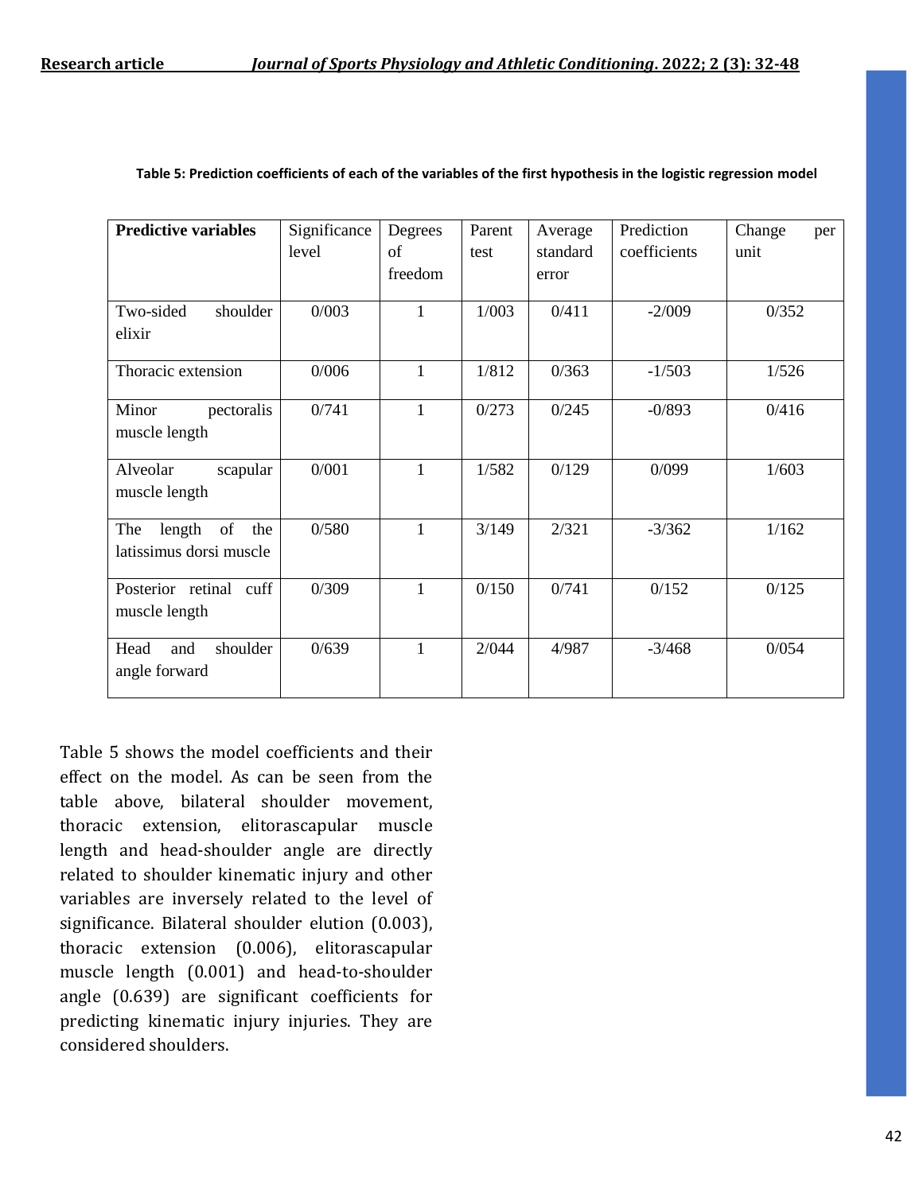**Table 5: Prediction coefficients of each of the variables of the first hypothesis in the logistic regression model**

| **Predictive variables** | Significance level | Degrees of freedom | Parent test | Average standard error | Prediction coefficients | Change per unit |
|---|---|---|---|---|---|---|
| Two-sided shoulder elixir | 0/003 | 1 | 1/003 | 0/411 | -2/009 | 0/352 |
| Thoracic extension | 0/006 | 1 | 1/812 | 0/363 | -1/503 | 1/526 |
| Minor pectoralis muscle length | 0/741 | 1 | 0/273 | 0/245 | -0/893 | 0/416 |
| Alveolar scapular muscle length | 0/001 | 1 | 1/582 | 0/129 | 0/099 | 1/603 |
| The length of the latissimus dorsi muscle | 0/580 | 1 | 3/149 | 2/321 | -3/362 | 1/162 |
| Posterior retinal cuff muscle length | 0/309 | 1 | 0/150 | 0/741 | 0/152 | 0/125 |
| Head and shoulder angle forward | 0/639 | 1 | 2/044 | 4/987 | -3/468 | 0/054 |

Table 5 shows the model coefficients and their effect on the model. As can be seen from the table above, bilateral shoulder movement, thoracic extension, elitorascapular muscle length and head-shoulder angle are directly related to shoulder kinematic injury and other variables are inversely related to the level of significance. Bilateral shoulder elution (0.003), thoracic extension (0.006), elitorascapular muscle length (0.001) and head-to-shoulder angle (0.639) are significant coefficients for predicting kinematic injury injuries. They are considered shoulders.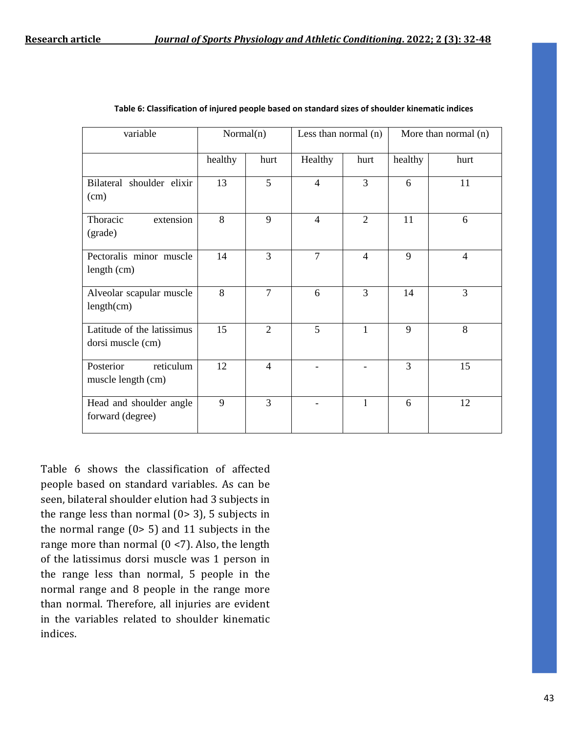**Table 6: Classification of injured people based on standard sizes of shoulder kinematic indices**

| variable | Normal(n) | | Less than normal (n) | | More than normal (n) | |
|---|---|---|---|---|---|---|
| | healthy | hurt | Healthy | hurt | healthy | hurt |
| Bilateral shoulder elixir (cm) | 13 | 5 | 4 | 3 | 6 | 11 |
| Thoracic extension (grade) | 8 | 9 | 4 | 2 | 11 | 6 |
| Pectoralis minor muscle length (cm) | 14 | 3 | 7 | 4 | 9 | 4 |
| Alveolar scapular muscle length(cm) | 8 | 7 | 6 | 3 | 14 | 3 |
| Latitude of the latissimus dorsi muscle (cm) | 15 | 2 | 5 | 1 | 9 | 8 |
| Posterior reticulum muscle length (cm) | 12 | 4 | - | - | 3 | 15 |
| Head and shoulder angle forward (degree) | 9 | 3 | - | 1 | 6 | 12 |

Table 6 shows the classification of affected people based on standard variables. As can be seen, bilateral shoulder elution had 3 subjects in the range less than normal (0> 3), 5 subjects in the normal range (0> 5) and 11 subjects in the range more than normal (0 <7). Also, the length of the latissimus dorsi muscle was 1 person in the range less than normal, 5 people in the normal range and 8 people in the range more than normal. Therefore, all injuries are evident in the variables related to shoulder kinematic indices.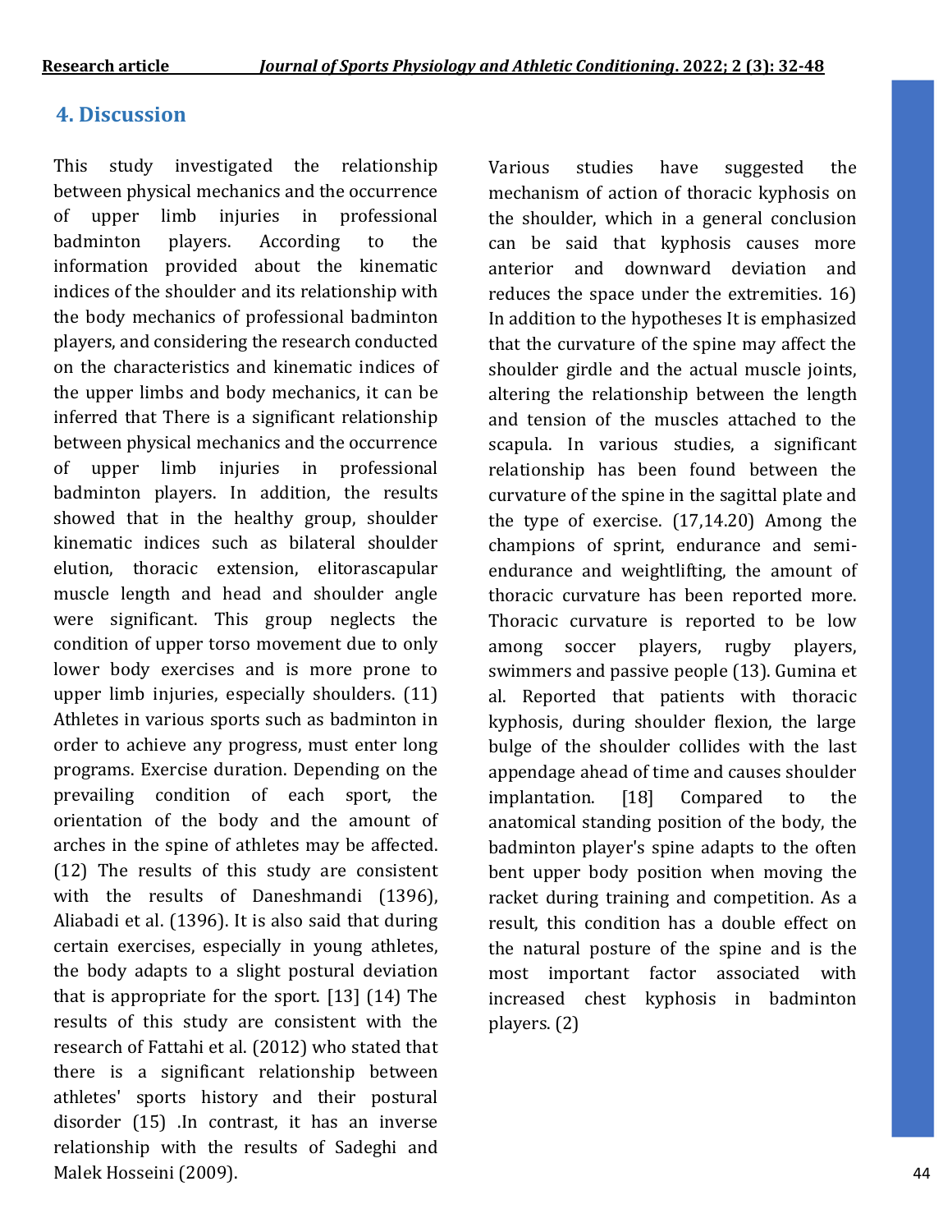## 4. Discussion

This study investigated the relationship between physical mechanics and the occurrence of upper limb injuries in professional badminton players. According to the information provided about the kinematic indices of the shoulder and its relationship with the body mechanics of professional badminton players, and considering the research conducted on the characteristics and kinematic indices of the upper limbs and body mechanics, it can be inferred that There is a significant relationship between physical mechanics and the occurrence of upper limb injuries in professional badminton players. In addition, the results showed that in the healthy group, shoulder kinematic indices such as bilateral shoulder elution, thoracic extension, elitorascapular muscle length and head and shoulder angle were significant. This group neglects the condition of upper torso movement due to only lower body exercises and is more prone to upper limb injuries, especially shoulders. (11) Athletes in various sports such as badminton in order to achieve any progress, must enter long programs. Exercise duration. Depending on the prevailing condition of each sport, the orientation of the body and the amount of arches in the spine of athletes may be affected. (12) The results of this study are consistent with the results of Daneshmandi (1396), Aliabadi et al. (1396). It is also said that during certain exercises, especially in young athletes, the body adapts to a slight postural deviation that is appropriate for the sport. [13] (14) The results of this study are consistent with the research of Fattahi et al. (2012) who stated that there is a significant relationship between athletes' sports history and their postural disorder (15) .In contrast, it has an inverse relationship with the results of Sadeghi and Malek Hosseini (2009).

Various studies have suggested the mechanism of action of thoracic kyphosis on the shoulder, which in a general conclusion can be said that kyphosis causes more anterior and downward deviation and reduces the space under the extremities. 16) In addition to the hypotheses It is emphasized that the curvature of the spine may affect the shoulder girdle and the actual muscle joints, altering the relationship between the length and tension of the muscles attached to the scapula. In various studies, a significant relationship has been found between the curvature of the spine in the sagittal plate and the type of exercise. (17,14.20) Among the champions of sprint, endurance and semi-endurance and weightlifting, the amount of thoracic curvature has been reported more. Thoracic curvature is reported to be low among soccer players, rugby players, swimmers and passive people (13). Gumina et al. Reported that patients with thoracic kyphosis, during shoulder flexion, the large bulge of the shoulder collides with the last appendage ahead of time and causes shoulder implantation. [18] Compared to the anatomical standing position of the body, the badminton player's spine adapts to the often bent upper body position when moving the racket during training and competition. As a result, this condition has a double effect on the natural posture of the spine and is the most important factor associated with increased chest kyphosis in badminton players. (2)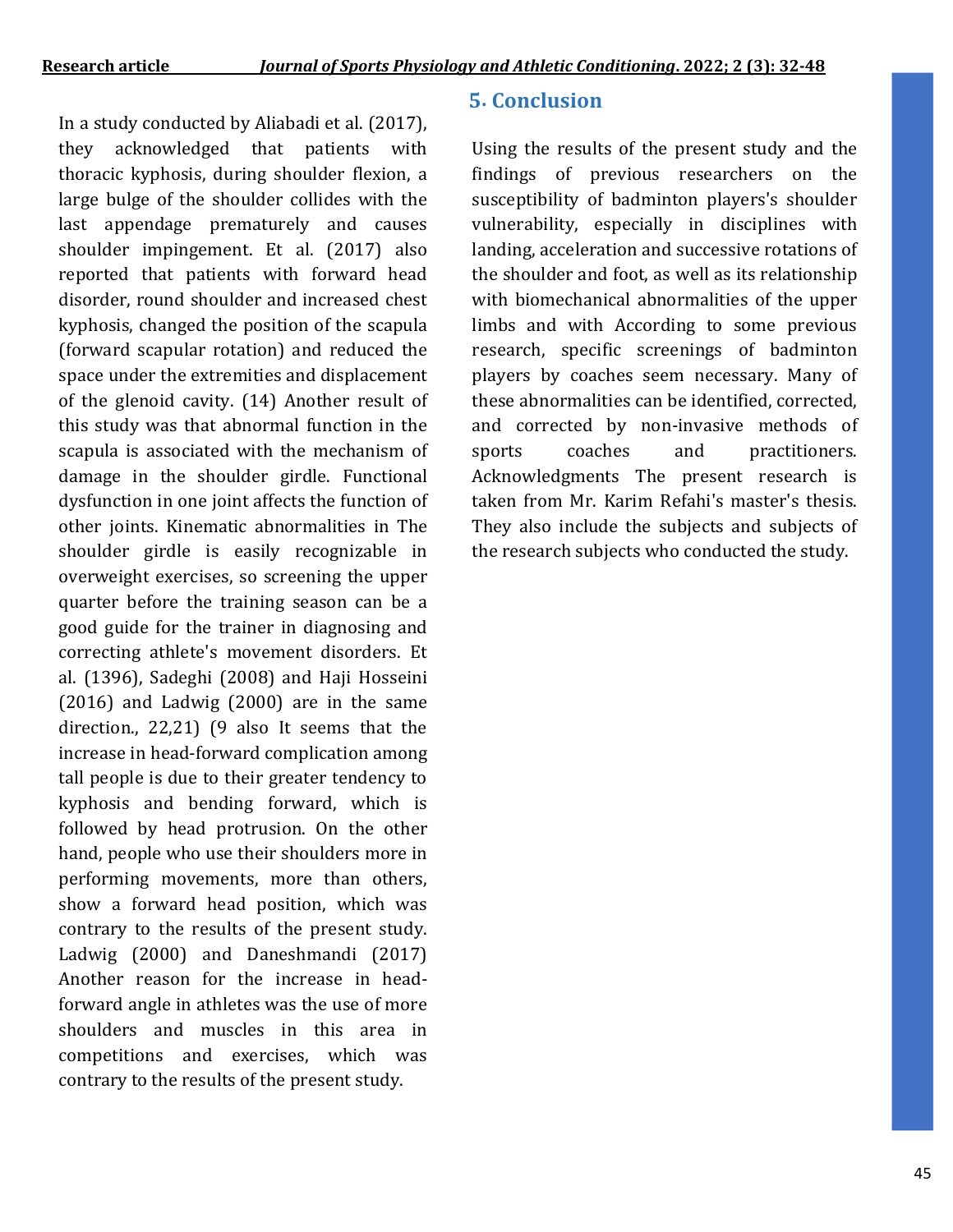In a study conducted by Aliabadi et al. (2017), they acknowledged that patients with thoracic kyphosis, during shoulder flexion, a large bulge of the shoulder collides with the last appendage prematurely and causes shoulder impingement. Et al. (2017) also reported that patients with forward head disorder, round shoulder and increased chest kyphosis, changed the position of the scapula (forward scapular rotation) and reduced the space under the extremities and displacement of the glenoid cavity. (14) Another result of this study was that abnormal function in the scapula is associated with the mechanism of damage in the shoulder girdle. Functional dysfunction in one joint affects the function of other joints. Kinematic abnormalities in The shoulder girdle is easily recognizable in overweight exercises, so screening the upper quarter before the training season can be a good guide for the trainer in diagnosing and correcting athlete's movement disorders. Et al. (1396), Sadeghi (2008) and Haji Hosseini (2016) and Ladwig (2000) are in the same direction., 22,21) (9 also It seems that the increase in head-forward complication among tall people is due to their greater tendency to kyphosis and bending forward, which is followed by head protrusion. On the other hand, people who use their shoulders more in performing movements, more than others, show a forward head position, which was contrary to the results of the present study. Ladwig (2000) and Daneshmandi (2017) Another reason for the increase in head-forward angle in athletes was the use of more shoulders and muscles in this area in competitions and exercises, which was contrary to the results of the present study.

## 5. Conclusion

Using the results of the present study and the findings of previous researchers on the susceptibility of badminton players's shoulder vulnerability, especially in disciplines with landing, acceleration and successive rotations of the shoulder and foot, as well as its relationship with biomechanical abnormalities of the upper limbs and with According to some previous research, specific screenings of badminton players by coaches seem necessary. Many of these abnormalities can be identified, corrected, and corrected by non-invasive methods of sports coaches and practitioners. Acknowledgments The present research is taken from Mr. Karim Refahi's master's thesis. They also include the subjects and subjects of the research subjects who conducted the study.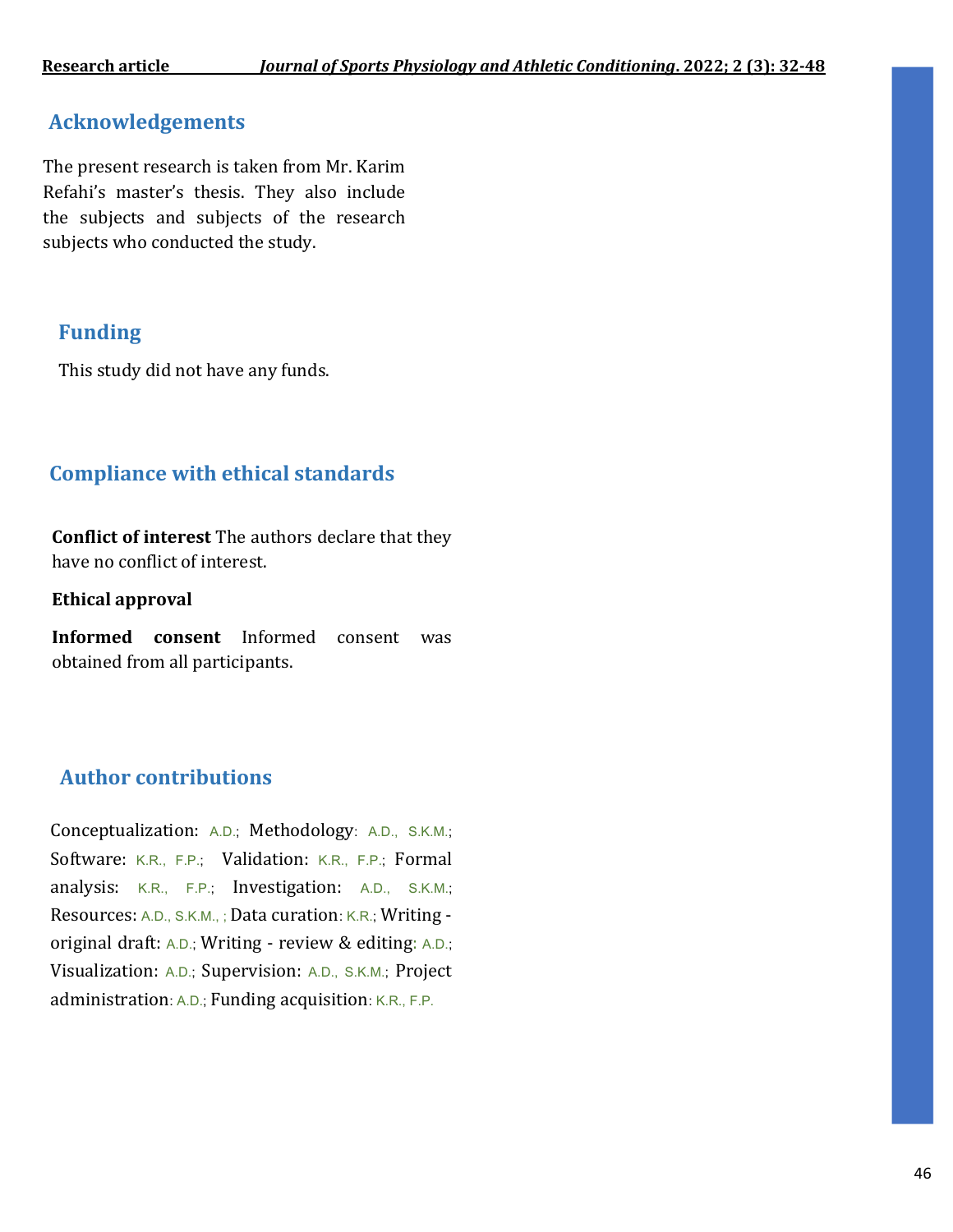## Acknowledgements

The present research is taken from Mr. Karim Refahi's master's thesis. They also include the subjects and subjects of the research subjects who conducted the study.

## Funding

This study did not have any funds.

## Compliance with ethical standards

**Conflict of interest** The authors declare that they have no conflict of interest.

**Ethical approval**

**Informed consent** Informed consent was obtained from all participants.

## Author contributions

Conceptualization: A.D.; Methodology: A.D., S.K.M.; Software: K.R., F.P.; Validation: K.R., F.P.; Formal analysis: K.R., F.P.; Investigation: A.D., S.K.M.; Resources: A.D., S.K.M., ; Data curation: K.R.; Writing - original draft: A.D.; Writing - review & editing: A.D.; Visualization: A.D.; Supervision: A.D., S.K.M.; Project administration: A.D.; Funding acquisition: K.R., F.P.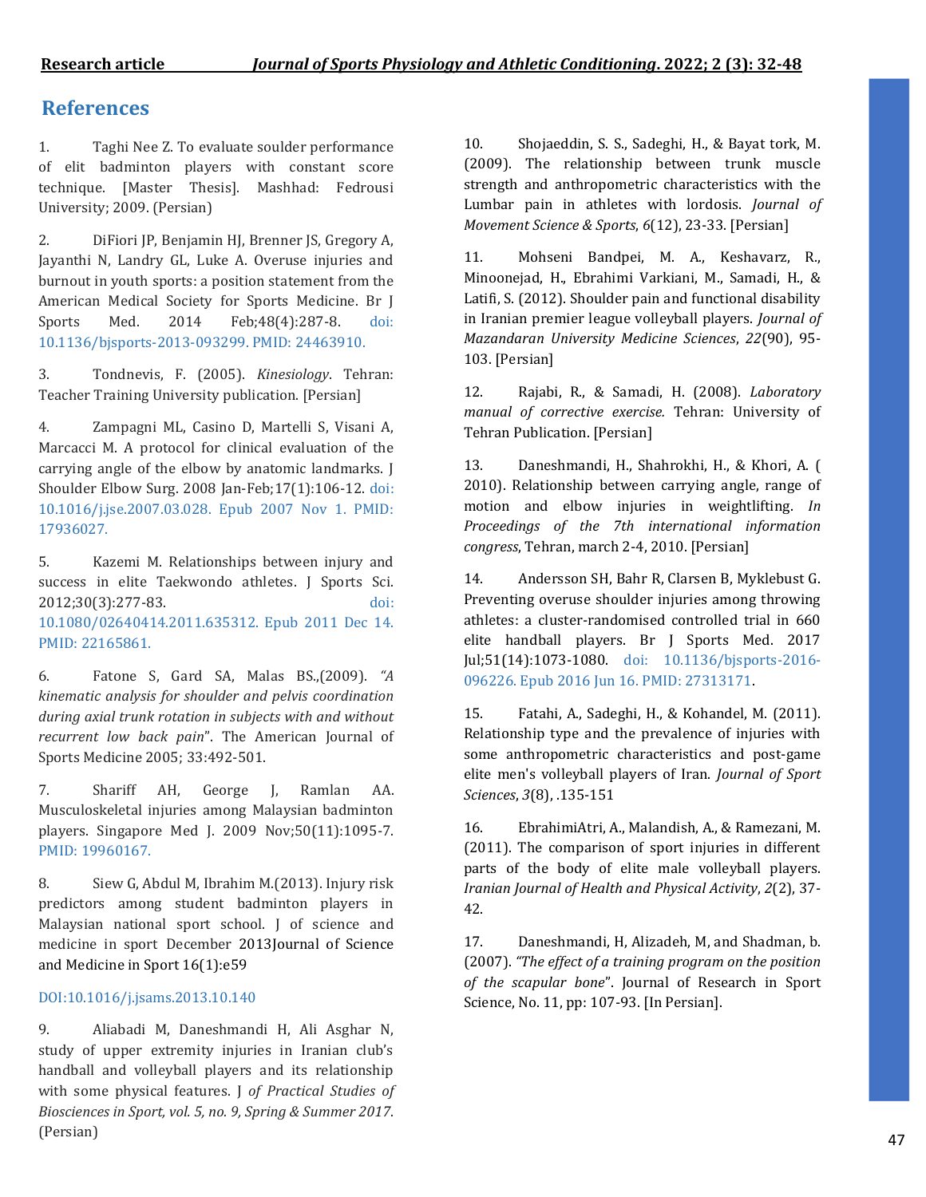## References

1. Taghi Nee Z. To evaluate soulder performance of elit badminton players with constant score technique. [Master Thesis]. Mashhad: Fedrousi University; 2009. (Persian)

2. DiFiori JP, Benjamin HJ, Brenner JS, Gregory A, Jayanthi N, Landry GL, Luke A. Overuse injuries and burnout in youth sports: a position statement from the American Medical Society for Sports Medicine. Br J Sports Med. 2014 Feb;48(4):287-8. doi: 10.1136/bjsports-2013-093299. PMID: 24463910.

3. Tondnevis, F. (2005). *Kinesiology*. Tehran: Teacher Training University publication. [Persian]

4. Zampagni ML, Casino D, Martelli S, Visani A, Marcacci M. A protocol for clinical evaluation of the carrying angle of the elbow by anatomic landmarks. J Shoulder Elbow Surg. 2008 Jan-Feb;17(1):106-12. doi: 10.1016/j.jse.2007.03.028. Epub 2007 Nov 1. PMID: 17936027.

5. Kazemi M. Relationships between injury and success in elite Taekwondo athletes. J Sports Sci. 2012;30(3):277-83. doi: 10.1080/02640414.2011.635312. Epub 2011 Dec 14. PMID: 22165861.

6. Fatone S, Gard SA, Malas BS.,(2009). *"A kinematic analysis for shoulder and pelvis coordination during axial trunk rotation in subjects with and without recurrent low back pain*". The American Journal of Sports Medicine 2005; 33:492-501.

7. Shariff AH, George J, Ramlan AA. Musculoskeletal injuries among Malaysian badminton players. Singapore Med J. 2009 Nov;50(11):1095-7. PMID: 19960167.

8. Siew G, Abdul M, Ibrahim M.(2013). Injury risk predictors among student badminton players in Malaysian national sport school. J of science and medicine in sport December 2013Journal of Science and Medicine in Sport 16(1):e59

DOI:10.1016/j.jsams.2013.10.140

9. Aliabadi M, Daneshmandi H, Ali Asghar N, study of upper extremity injuries in Iranian club's handball and volleyball players and its relationship with some physical features. J *of Practical Studies of Biosciences in Sport, vol. 5, no. 9, Spring & Summer 2017*. (Persian)

10. Shojaeddin, S. S., Sadeghi, H., & Bayat tork, M. (2009). The relationship between trunk muscle strength and anthropometric characteristics with the Lumbar pain in athletes with lordosis. *Journal of Movement Science & Sports*, *6*(12), 23-33. [Persian]

11. Mohseni Bandpei, M. A., Keshavarz, R., Minoonejad, H., Ebrahimi Varkiani, M., Samadi, H., & Latifi, S. (2012). Shoulder pain and functional disability in Iranian premier league volleyball players. *Journal of Mazandaran University Medicine Sciences*, *22*(90), 95-103. [Persian]

12. Rajabi, R., & Samadi, H. (2008). *Laboratory manual of corrective exercise.* Tehran: University of Tehran Publication. [Persian]

13. Daneshmandi, H., Shahrokhi, H., & Khori, A. ( 2010). Relationship between carrying angle, range of motion and elbow injuries in weightlifting. *In Proceedings of the 7th international information congress*, Tehran, march 2-4, 2010. [Persian]

14. Andersson SH, Bahr R, Clarsen B, Myklebust G. Preventing overuse shoulder injuries among throwing athletes: a cluster-randomised controlled trial in 660 elite handball players. Br J Sports Med. 2017 Jul;51(14):1073-1080. doi: 10.1136/bjsports-2016-096226. Epub 2016 Jun 16. PMID: 27313171.

15. Fatahi, A., Sadeghi, H., & Kohandel, M. (2011). Relationship type and the prevalence of injuries with some anthropometric characteristics and post-game elite men's volleyball players of Iran. *Journal of Sport Sciences*, *3*(8), .135-151

16. EbrahimiAtri, A., Malandish, A., & Ramezani, M. (2011). The comparison of sport injuries in different parts of the body of elite male volleyball players. *Iranian Journal of Health and Physical Activity*, *2*(2), 37-42.

17. Daneshmandi, H, Alizadeh, M, and Shadman, b. (2007). *"The effect of a training program on the position of the scapular bone*". Journal of Research in Sport Science, No. 11, pp: 107-93. [In Persian].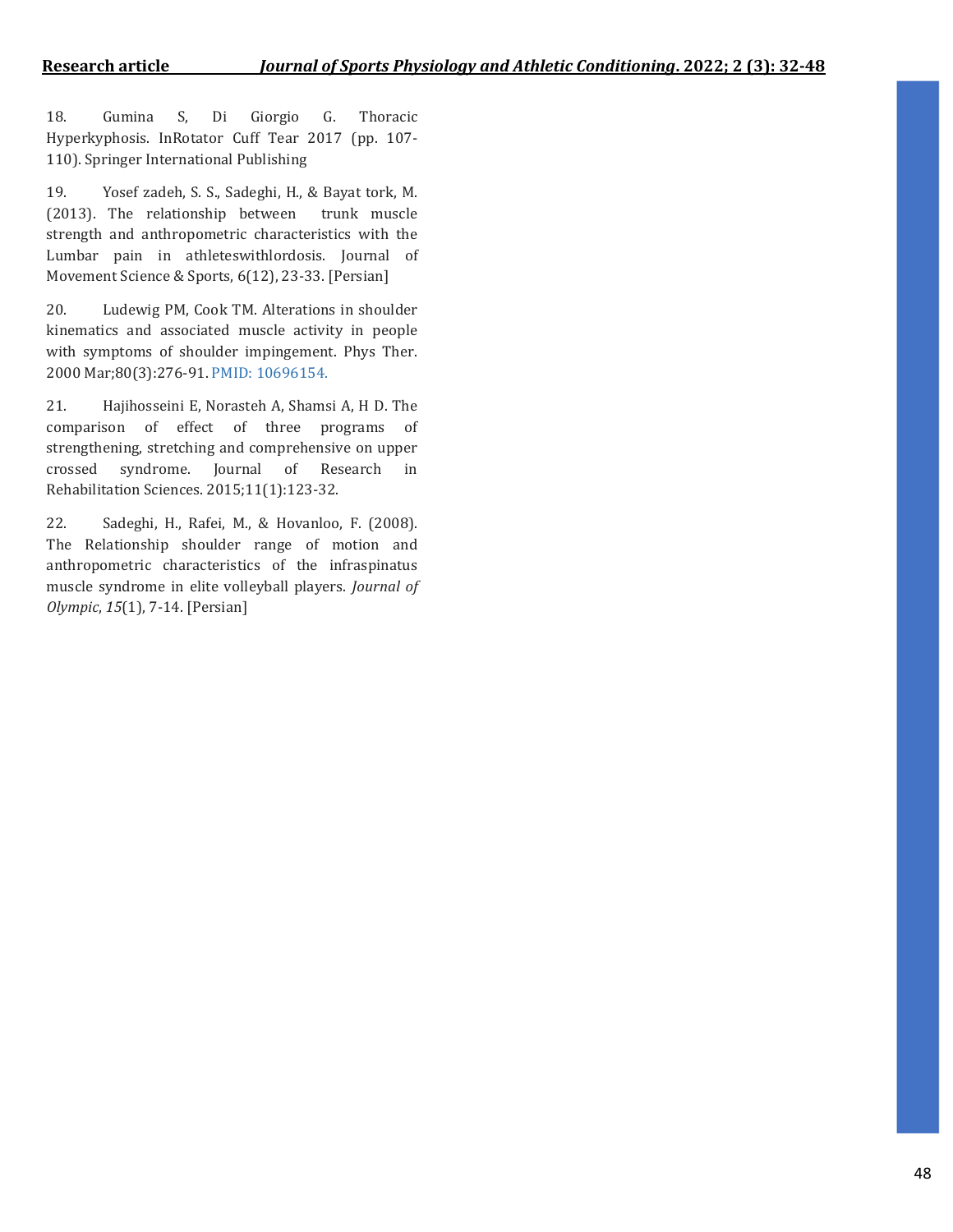18. Gumina S, Di Giorgio G. Thoracic Hyperkyphosis. InRotator Cuff Tear 2017 (pp. 107-110). Springer International Publishing

19. Yosef zadeh, S. S., Sadeghi, H., & Bayat tork, M. (2013). The relationship between trunk muscle strength and anthropometric characteristics with the Lumbar pain in athleteswithlordosis. Journal of Movement Science & Sports, 6(12), 23-33. [Persian]

20. Ludewig PM, Cook TM. Alterations in shoulder kinematics and associated muscle activity in people with symptoms of shoulder impingement. Phys Ther. 2000 Mar;80(3):276-91. PMID: 10696154.

21. Hajihosseini E, Norasteh A, Shamsi A, H D. The comparison of effect of three programs of strengthening, stretching and comprehensive on upper crossed syndrome. Journal of Research in Rehabilitation Sciences. 2015;11(1):123-32.

22. Sadeghi, H., Rafei, M., & Hovanloo, F. (2008). The Relationship shoulder range of motion and anthropometric characteristics of the infraspinatus muscle syndrome in elite volleyball players. *Journal of Olympic*, *15*(1), 7-14. [Persian]